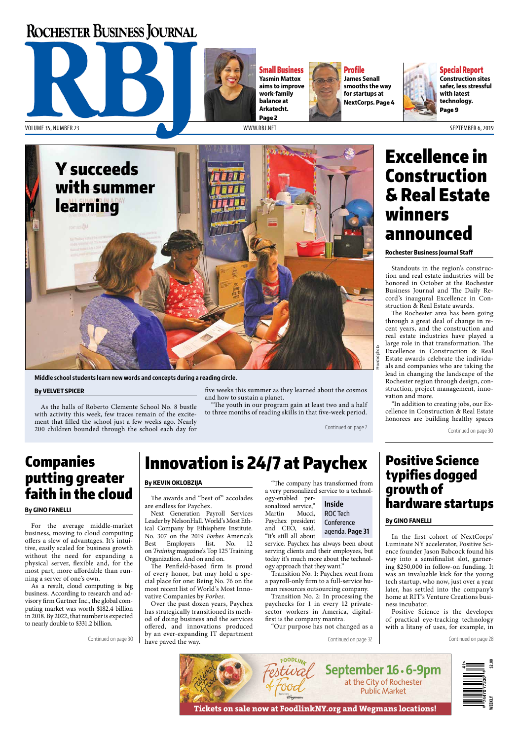# Rochester Business Journal

VOLUME 35, NUMBER 23 — WWW.RBJ.NET — SEPTEMBER 6, 2019

**Small Business** Yasmin Mattox aims to improve work-family balance at Arkatecht. **Page 2**

**Profile** James Senall smooths the way for startups at NextCorps. **Page 4**

**Special Report** Construction sites safer, less stressful with latest technology. **Page 9**

## Y succeeds with summer learning

Middle school students learn new words and concepts during a reading circle.

Provided photo

**By VELVET SPICER**

As the halls of Roberto Clemente School No. 8 bustle with activity this week, few traces remain of the excitement that filled the school just a few weeks ago. Nearly 200 children bounded through the school each day for five weeks this summer as they learned about the cosmos and how to sustain a planet.

"The youth in our program gain at least two and a half to three months of reading skills in that five-week period.

Continued on page 7

## Excellence in Construction & Real Estate winners announced

**Rochester Business Journal Staff**

Standouts in the region's construction and real estate industries will be honored in October at the Rochester Business Journal and The Daily Record's inaugural Excellence in Construction & Real Estate awards.

The Rochester area has been going through a great deal of change in recent years, and the construction and real estate industries have played a large role in that transformation. The Excellence in Construction & Real Estate awards celebrate the individuals and companies who are taking the lead in changing the landscape of the Rochester region through design, construction, project management, innovation and more.

"In addition to creating jobs, our Excellence in Construction & Real Estate honorees are building healthy spaces

Continued on page 30

## Companies putting greater faith in the cloud

**By GINO FANELLI**

For the average middle-market business, moving to cloud computing offers a slew of advantages. It's intuitive, easily scaled for business growth without the need for expanding a physical server, flexible and, for the most part, more affordable than running a server of one's own.

As a result, cloud computing is big business. According to research and advisory firm Gartner Inc., the global computing market was worth $182.4 billion in 2018. By 2022, that number is expected to nearly double to $331.2 billion.

Continued on page 30

## Innovation is 24/7 at Paychex

**By KEVIN OKLOBZIJA**

The awards and "best of" accolades are endless for Paychex.

Next Generation Payroll Services Leader by NelsonHall. World's Most Ethical Company by Ethisphere Institute. No. 307 on the 2019 *Forbes* America's Best Employers list. No. 12 on *Training* magazine's Top 125 Training Organization. And on and on.

The Penfield-based firm is proud of every honor, but may hold a special place for one: Being No. 76 on the most recent list of World's Most Innovative Companies by *Forbes*.

Over the past dozen years, Paychex has strategically transitioned its method of doing business and the services offered, and innovations produced by an ever-expanding IT department have paved the way.

"The company has transformed from a very personalized service to a technology-enabled personalized service," Martin Mucci, Paychex president and CEO, said. "It's still all about service. Paychex has always been about serving clients and their employees, but today it's much more about the technology approach that they want."

Transition No. 1: Paychex went from a payroll-only firm to a full-service human resources outsourcing company.

Transition No. 2: In processing the paychecks for 1 in every 12 private-sector workers in America, digital-first is the company mantra.

"Our purpose has not changed as a

Continued on page 32

**Inside**
ROC Tech Conference agenda. **Page 31**

## Positive Science typifies dogged growth of hardware startups

**By GINO FANELLI**

In the first cohort of NextCorps' Luminate NY accelerator, Positive Science founder Jason Babcock found his way into a semifinalist slot, garnering $250,000 in follow-on funding. It was an invaluable kick for the young tech startup, who now, just over a year later, has settled into the company's home at RIT's Venture Creations business incubator.

Positive Science is the developer of practical eye-tracking technology with a litany of uses, for example, in

Continued on page 28

FOODLINK Festival of Food — September 16 • 6-9pm at the City of Rochester Public Market

Tickets on sale now at FoodlinkNY.org and Wegmans locations!

WEEKLY $2.00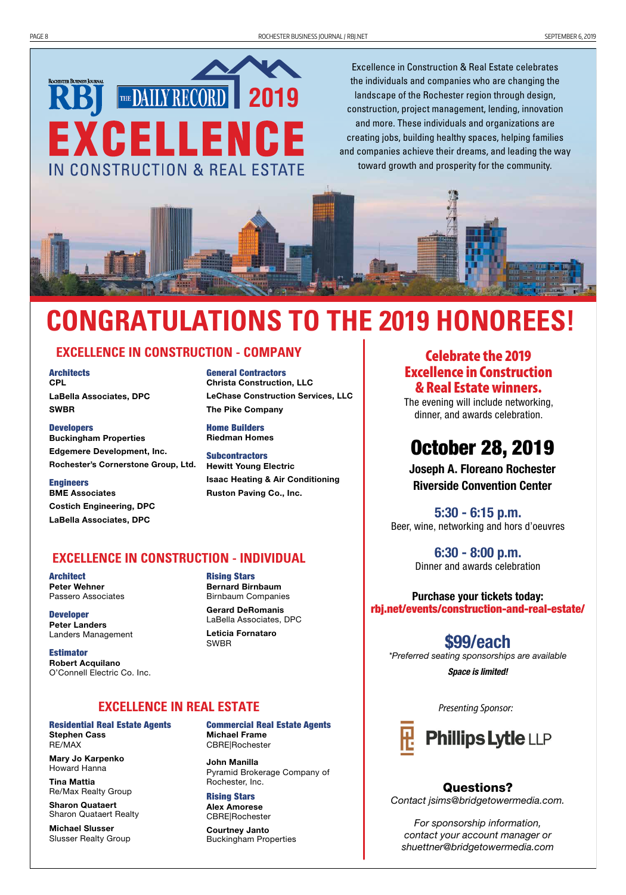# RBJ THE DAILY RECORD 2019 EXCELLENCE IN CONSTRUCTION & REAL ESTATE

Excellence in Construction & Real Estate celebrates the individuals and companies who are changing the landscape of the Rochester region through design, construction, project management, lending, innovation and more. These individuals and organizations are creating jobs, building healthy spaces, helping families and companies achieve their dreams, and leading the way toward growth and prosperity for the community.

# CONGRATULATIONS TO THE 2019 HONOREES!

## EXCELLENCE IN CONSTRUCTION - COMPANY

**Architects**
CPL
LaBella Associates, DPC
SWBR

**Developers**
Buckingham Properties
Edgemere Development, Inc.
Rochester's Cornerstone Group, Ltd.

**Engineers**
BME Associates
Costich Engineering, DPC
LaBella Associates, DPC

**General Contractors**
Christa Construction, LLC
LeChase Construction Services, LLC
The Pike Company

**Home Builders**
Riedman Homes

**Subcontractors**
Hewitt Young Electric
Isaac Heating & Air Conditioning
Ruston Paving Co., Inc.

## EXCELLENCE IN CONSTRUCTION - INDIVIDUAL

**Architect**
Peter Wehner
Passero Associates

**Developer**
Peter Landers
Landers Management

**Estimator**
Robert Acquilano
O'Connell Electric Co. Inc.

**Rising Stars**
Bernard Birnbaum
Birnbaum Companies

Gerard DeRomanis
LaBella Associates, DPC

Leticia Fornataro
SWBR

## EXCELLENCE IN REAL ESTATE

**Residential Real Estate Agents**
Stephen Cass
RE/MAX

Mary Jo Karpenko
Howard Hanna

Tina Mattia
Re/Max Realty Group

Sharon Quataert
Sharon Quataert Realty

Michael Slusser
Slusser Realty Group

**Commercial Real Estate Agents**
Michael Frame
CBRE|Rochester

John Manilla
Pyramid Brokerage Company of Rochester, Inc.

**Rising Stars**
Alex Amorese
CBRE|Rochester

Courtney Janto
Buckingham Properties

## Celebrate the 2019 Excellence in Construction & Real Estate winners.

The evening will include networking, dinner, and awards celebration.

## October 28, 2019

**Joseph A. Floreano Rochester Riverside Convention Center**

**5:30 - 6:15 p.m.**
Beer, wine, networking and hors d'oeuvres

**6:30 - 8:00 p.m.**
Dinner and awards celebration

**Purchase your tickets today:**
**rbj.net/events/construction-and-real-estate/**

**$99/each**
*\*Preferred seating sponsorships are available*

***Space is limited!***

*Presenting Sponsor:*

Phillips Lytle LLP

**Questions?**
*Contact jsims@bridgetowermedia.com.*

*For sponsorship information, contact your account manager or shuettner@bridgetowermedia.com*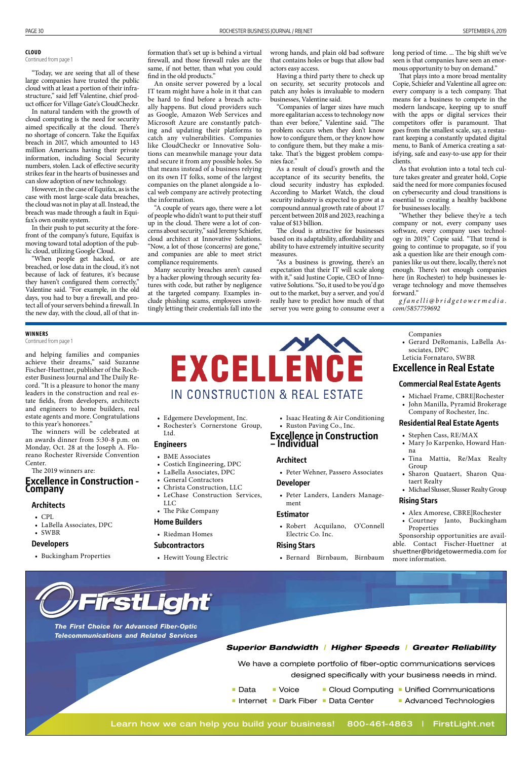## CLOUD

Continued from page 1

"Today, we are seeing that all of these large companies have trusted the public cloud with at least a portion of their infrastructure," said Jeff Valentine, chief product officer for Village Gate's CloudCheckr.

In natural tandem with the growth of cloud computing is the need for security aimed specifically at the cloud. There's no shortage of concern. Take the Equifax breach in 2017, which amounted to 143 million Americans having their private information, including Social Security numbers, stolen. Lack of effective security strikes fear in the hearts of businesses and can slow adoption of new technology.

However, in the case of Equifax, as is the case with most large-scale data breaches, the cloud was not in play at all. Instead, the breach was made through a fault in Equifax's own onsite system.

In their push to put security at the forefront of the company's future, Equifax is moving toward total adoption of the public cloud, utilizing Google Cloud.

"When people get hacked, or are breached, or lose data in the cloud, it's not because of lack of features, it's because they haven't configured them correctly," Valentine said. "For example, in the old days, you had to buy a firewall, and protect all of your servers behind a firewall. In the new day, with the cloud, all of that information that's set up is behind a virtual firewall, and those firewall rules are the same, if not better, than what you could find in the old products."

An onsite server powered by a local IT team might have a hole in it that can be hard to find before a breach actually happens. But cloud providers such as Google, Amazon Web Services and Microsoft Azure are constantly patching and updating their platforms to catch any vulnerabilities. Companies like CloudCheckr or Innovative Solutions can meanwhile manage your data and secure it from any possible holes. So that means instead of a business relying on its own IT folks, some of the largest companies on the planet alongside a local web company are actively protecting the information.

"A couple of years ago, there were a lot of people who didn't want to put their stuff up in the cloud. There were a lot of concerns about security," said Jeremy Schiefer, cloud architect at Innovative Solutions. "Now, a lot of those (concerns) are gone," and companies are able to meet strict compliance requirements.

Many security breaches aren't caused by a hacker plowing through security features with code, but rather by negligence at the targeted company. Examples include phishing scams, employees unwittingly letting their credentials fall into the wrong hands, and plain old bad software that contains holes or bugs that allow bad actors easy access.

Having a third party there to check up on security, set security protocols and patch any holes is invaluable to modern businesses, Valentine said.

"Companies of larger sizes have much more egalitarian access to technology now than ever before," Valentine said. "The problem occurs when they don't know how to configure them, or they know how to configure them, but they make a mistake. That's the biggest problem companies face."

As a result of cloud's growth and the acceptance of its security benefits, the cloud security industry has exploded. According to Market Watch, the cloud security industry is expected to grow at a compound annual growth rate of about 17 percent between 2018 and 2023, reaching a value of $13 billion.

The cloud is attractive for businesses based on its adaptability, affordability and ability to have extremely intuitive security measures.

"As a business is growing, there's an expectation that their IT will scale along with it," said Justine Copie, CEO of Innovative Solutions. "So, it used to be you'd go out to the market, buy a server, and you'd really have to predict how much of that server you were going to consume over a long period of time. ... The big shift we've seen is that companies have seen an enormous opportunity to buy on demand."

That plays into a more broad mentality Copie, Schiefer and Valentine all agree on: every company is a tech company. That means for a business to compete in the modern landscape, keeping up to snuff with the apps or digital services their competitors offer is paramount. That goes from the smallest scale, say, a restaurant keeping a constantly updated digital menu, to Bank of America creating a satisfying, safe and easy-to-use app for their clients.

As that evolution into a total tech culture takes greater and greater hold, Copie said the need for more companies focused on cybersecurity and cloud transitions is essential to creating a healthy backbone for businesses locally.

"Whether they believe they're a tech company or not, every company uses software, every company uses technology in 2019," Copie said. "That trend is going to continue to propagate, so if you ask a question like are their enough companies like us out there, locally, there's not enough. There's not enough companies here (in Rochester) to help businesses leverage technology and move themselves forward."

*gfanelli@bridgetowermedia.com/5857759692*

## WINNERS

Continued from page 1

and helping families and companies achieve their dreams," said Suzanne Fischer-Huettner, publisher of the Rochester Business Journal and The Daily Record. "It is a pleasure to honor the many leaders in the construction and real estate fields, from developers, architects and engineers to home builders, real estate agents and more. Congratulations to this year's honorees."

The winners will be celebrated at an awards dinner from 5:30-8 p.m. on Monday, Oct. 28 at the Joseph A. Floreano Rochester Riverside Convention Center.

The 2019 winners are:

# EXCELLENCE IN CONSTRUCTION & REAL ESTATE

## Excellence in Construction - Company

### Architects

- CPL
- LaBella Associates, DPC
- SWBR

### Developers

- Buckingham Properties
- Edgemere Development, Inc.
- Rochester's Cornerstone Group, Ltd.

### Engineers

- BME Associates
- Costich Engineering, DPC
- LaBella Associates, DPC
- General Contractors
- Christa Construction, LLC
- LeChase Construction Services, LLC
- The Pike Company

### Home Builders

- Riedman Homes

### Subcontractors

- Hewitt Young Electric
- Isaac Heating & Air Conditioning
- Ruston Paving Co., Inc.

## Excellence in Construction – Individual

### Architect

- Peter Wehner, Passero Associates

### Developer

- Peter Landers, Landers Management

### Estimator

- Robert Acquilano, O'Connell Electric Co. Inc.

### Rising Stars

- Bernard Birnbaum, Birnbaum Companies
- Gerard DeRomanis, LaBella Associates, DPC

Leticia Fornataro, SWBR

## Excellence in Real Estate

### Commercial Real Estate Agents

- Michael Frame, CBRE|Rochester
- John Manilla, Pyramid Brokerage Company of Rochester, Inc.

### Residential Real Estate Agents

- Stephen Cass, RE/MAX
- Mary Jo Karpenko, Howard Hanna
- Tina Mattia, Re/Max Realty Group
- Sharon Quataert, Sharon Quataert Realty
- Michael Slusser, Slusser Realty Group

### Rising Stars

- Alex Amorese, CBRE|Rochester
- Courtney Janto, Buckingham Properties

Sponsorship opportunities are available. Contact Fischer-Huettner at shuettner@bridgetowermedia.com for more information.

---

**FirstLight**

*The First Choice for Advanced Fiber-Optic Telecommunications and Related Services*

***Superior Bandwidth | Higher Speeds | Greater Reliability***

We have a complete portfolio of fiber-optic communications services designed specifically with your business needs in mind.

- Data
- Voice
- Cloud Computing
- Unified Communications
- Internet
- Dark Fiber
- Data Center
- Advanced Technologies

Learn how we can help you build your business! 800-461-4863 | FirstLight.net